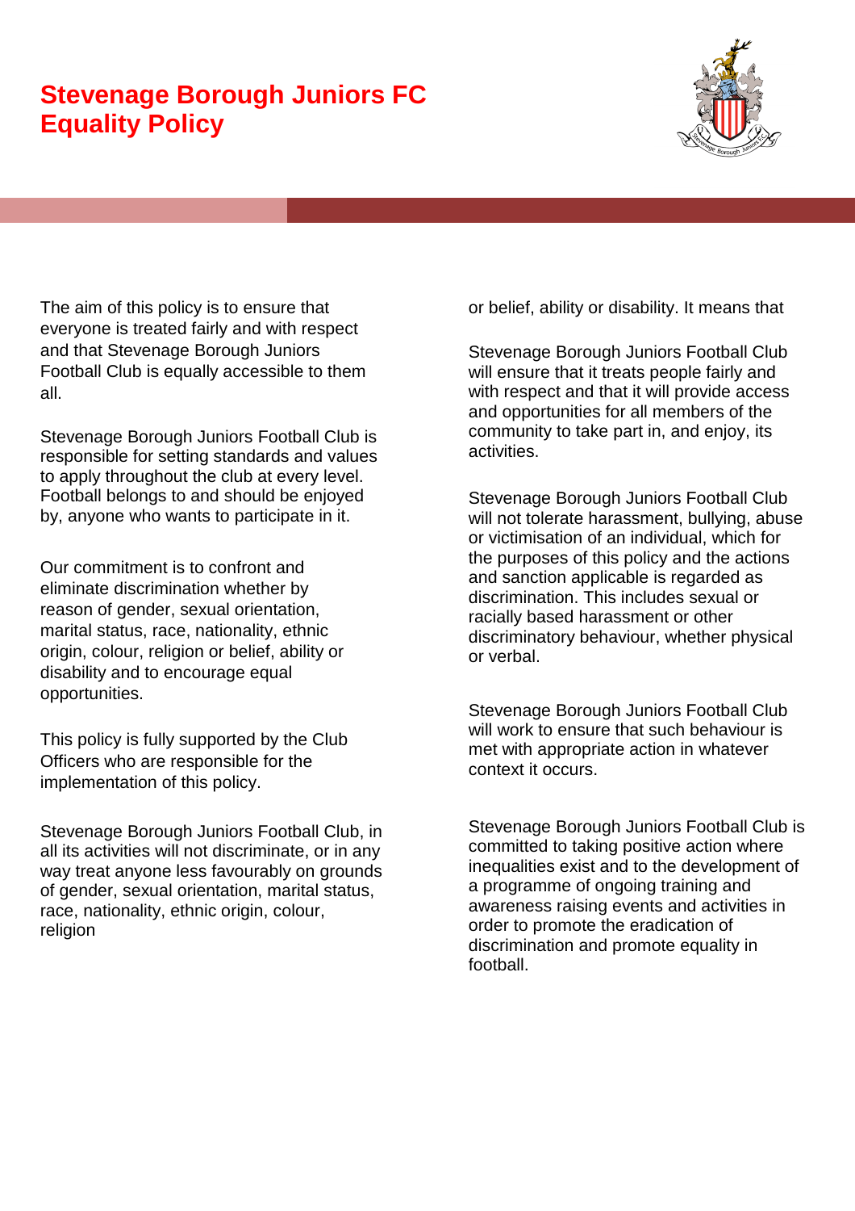# Stevenage Borough Juniors FC Equality Policy

The aim of this policy is to ensure that everyone is treated fairly and with respect and that Stevenage Borough Juniors Football Club is equally accessible to them all.

Stevenage Borough Juniors Football Club is responsible for setting standards and values to apply throughout the club at every level. Football belongs to and should be enjoyed by, anyone who wants to participate in it.

Our commitment is to confront and eliminate discrimination whether by reason of gender, sexual orientation, marital status, race, nationality, ethnic origin, colour, religion or belief, ability or disability and to encourage equal opportunities.

This policy is fully supported by the Club Officers who are responsible for the implementation of this policy.

Stevenage Borough Juniors Football Club, in all its activities will not discriminate, or in any way treat anyone less favourably on grounds of gender, sexual orientation, marital status, race, nationality, ethnic origin, colour, religion or belief, ability or disability. It means that

Stevenage Borough Juniors Football Club will ensure that it treats people fairly and with respect and that it will provide access and opportunities for all members of the community to take part in, and enjoy, its activities.

Stevenage Borough Juniors Football Club will not tolerate harassment, bullying, abuse or victimisation of an individual, which for the purposes of this policy and the actions and sanction applicable is regarded as discrimination. This includes sexual or racially based harassment or other discriminatory behaviour, whether physical or verbal.

Stevenage Borough Juniors Football Club will work to ensure that such behaviour is met with appropriate action in whatever context it occurs.

Stevenage Borough Juniors Football Club is committed to taking positive action where inequalities exist and to the development of a programme of ongoing training and awareness raising events and activities in order to promote the eradication of discrimination and promote equality in football.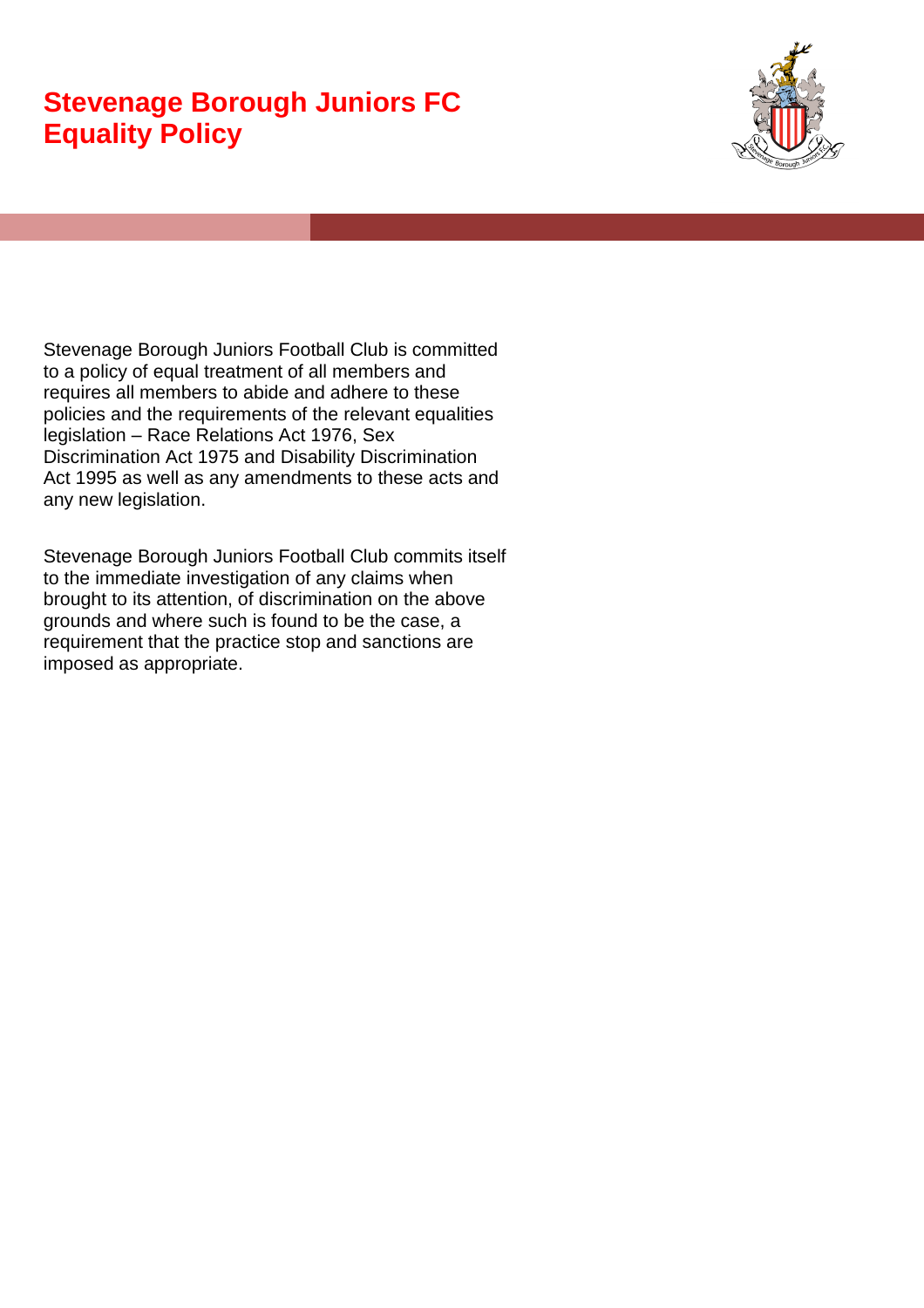# Stevenage Borough Juniors FC
# Equality Policy

Stevenage Borough Juniors Football Club is committed to a policy of equal treatment of all members and requires all members to abide and adhere to these policies and the requirements of the relevant equalities legislation – Race Relations Act 1976, Sex Discrimination Act 1975 and Disability Discrimination Act 1995 as well as any amendments to these acts and any new legislation.

Stevenage Borough Juniors Football Club commits itself to the immediate investigation of any claims when brought to its attention, of discrimination on the above grounds and where such is found to be the case, a requirement that the practice stop and sanctions are imposed as appropriate.